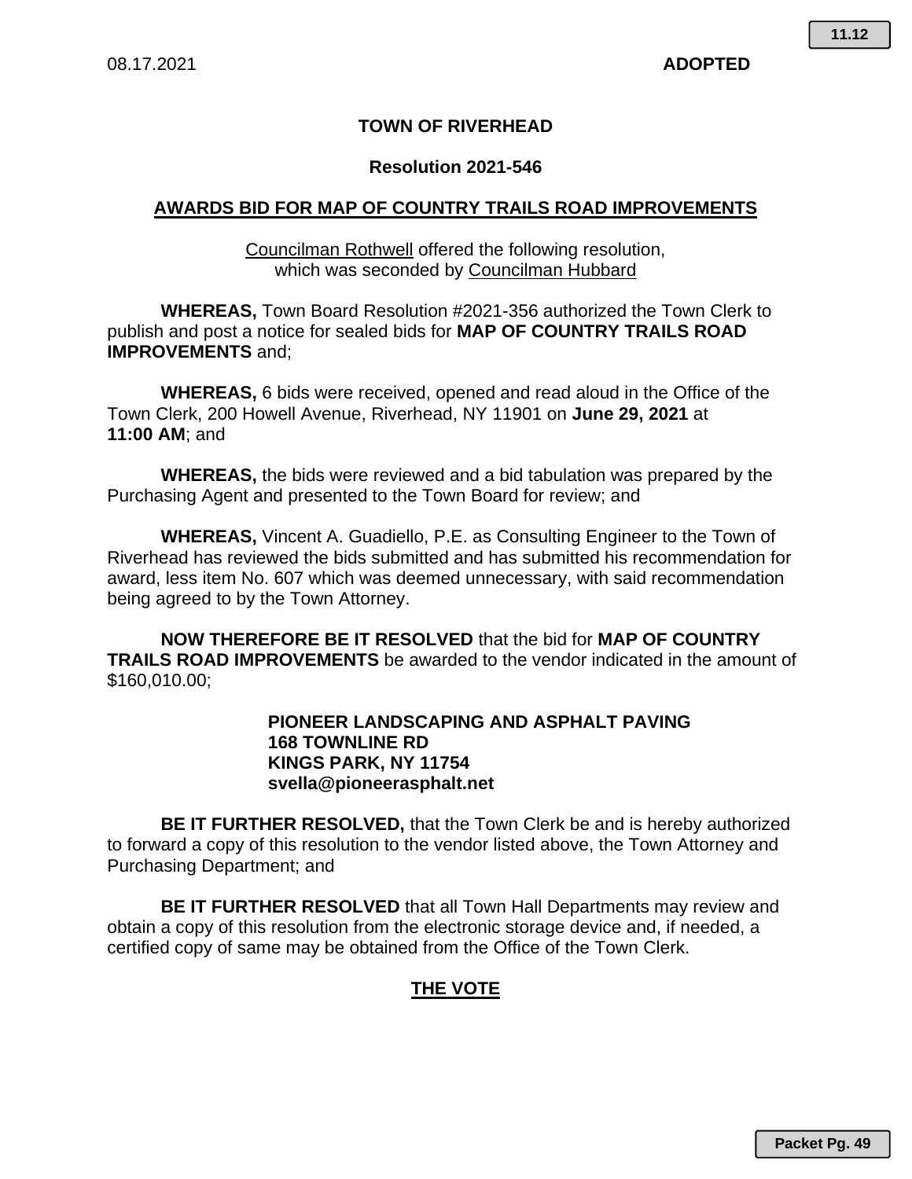08.17.2021 **ADOPTED**

# TOWN OF RIVERHEAD

## Resolution 2021-546

## AWARDS BID FOR MAP OF COUNTRY TRAILS ROAD IMPROVEMENTS

Councilman Rothwell offered the following resolution, which was seconded by Councilman Hubbard

**WHEREAS,** Town Board Resolution #2021-356 authorized the Town Clerk to publish and post a notice for sealed bids for **MAP OF COUNTRY TRAILS ROAD IMPROVEMENTS** and;

**WHEREAS,** 6 bids were received, opened and read aloud in the Office of the Town Clerk, 200 Howell Avenue, Riverhead, NY 11901 on **June 29, 2021** at **11:00 AM**; and

**WHEREAS,** the bids were reviewed and a bid tabulation was prepared by the Purchasing Agent and presented to the Town Board for review; and

**WHEREAS,** Vincent A. Guadiello, P.E. as Consulting Engineer to the Town of Riverhead has reviewed the bids submitted and has submitted his recommendation for award, less item No. 607 which was deemed unnecessary, with said recommendation being agreed to by the Town Attorney.

**NOW THEREFORE BE IT RESOLVED** that the bid for **MAP OF COUNTRY TRAILS ROAD IMPROVEMENTS** be awarded to the vendor indicated in the amount of $160,010.00;

**PIONEER LANDSCAPING AND ASPHALT PAVING**
**168 TOWNLINE RD**
**KINGS PARK, NY 11754**
**svella@pioneerasphalt.net**

**BE IT FURTHER RESOLVED,** that the Town Clerk be and is hereby authorized to forward a copy of this resolution to the vendor listed above, the Town Attorney and Purchasing Department; and

**BE IT FURTHER RESOLVED** that all Town Hall Departments may review and obtain a copy of this resolution from the electronic storage device and, if needed, a certified copy of same may be obtained from the Office of the Town Clerk.

## THE VOTE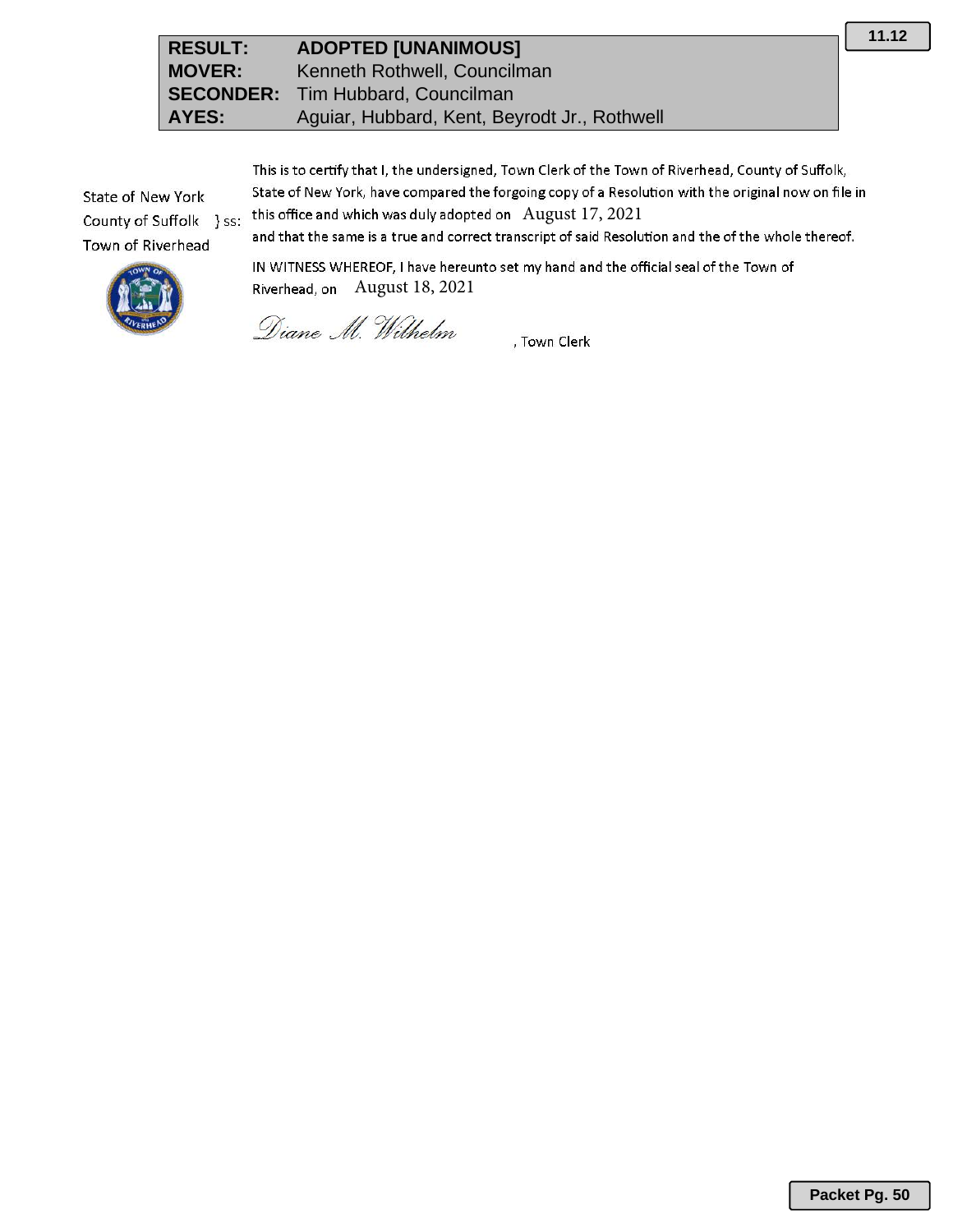| RESULT: | ADOPTED [UNANIMOUS] |
| --- | --- |
| MOVER: | Kenneth Rothwell, Councilman |
| SECONDER: | Tim Hubbard, Councilman |
| AYES: | Aguiar, Hubbard, Kent, Beyrodt Jr., Rothwell |

State of New York
County of Suffolk } ss:
Town of Riverhead

This is to certify that I, the undersigned, Town Clerk of the Town of Riverhead, County of Suffolk, State of New York, have compared the forgoing copy of a Resolution with the original now on file in this office and which was duly adopted on August 17, 2021 and that the same is a true and correct transcript of said Resolution and the of the whole thereof.

IN WITNESS WHEREOF, I have hereunto set my hand and the official seal of the Town of Riverhead, on August 18, 2021

*Diane M. Wilhelm*, Town Clerk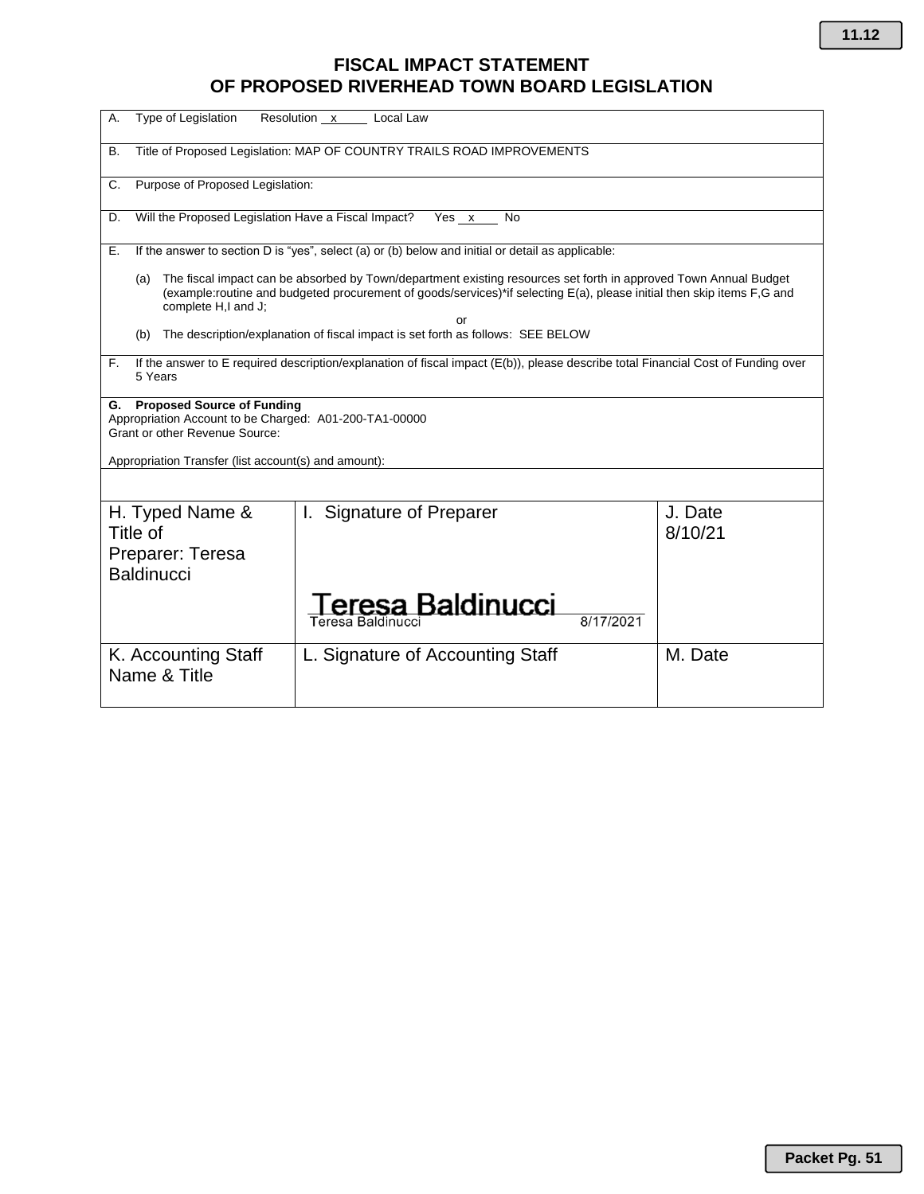# FISCAL IMPACT STATEMENT
# OF PROPOSED RIVERHEAD TOWN BOARD LEGISLATION

A. Type of Legislation  Resolution _x_ Local Law

B. Title of Proposed Legislation: MAP OF COUNTRY TRAILS ROAD IMPROVEMENTS

C. Purpose of Proposed Legislation:

D. Will the Proposed Legislation Have a Fiscal Impact?  Yes _x_ No

E. If the answer to section D is "yes", select (a) or (b) below and initial or detail as applicable:

(a) The fiscal impact can be absorbed by Town/department existing resources set forth in approved Town Annual Budget (example:routine and budgeted procurement of goods/services)*if selecting E(a), please initial then skip items F,G and complete H,I and J;

or

(b) The description/explanation of fiscal impact is set forth as follows: SEE BELOW

F. If the answer to E required description/explanation of fiscal impact (E(b)), please describe total Financial Cost of Funding over 5 Years

**G. Proposed Source of Funding**
Appropriation Account to be Charged: A01-200-TA1-00000
Grant or other Revenue Source:

Appropriation Transfer (list account(s) and amount):

| H. Typed Name & Title of Preparer: Teresa Baldinucci | I. Signature of Preparer<br><br>Teresa Baldinucci<br>Teresa Baldinucci 8/17/2021 | J. Date 8/10/21 |
|---|---|---|
| K. Accounting Staff Name & Title | L. Signature of Accounting Staff | M. Date |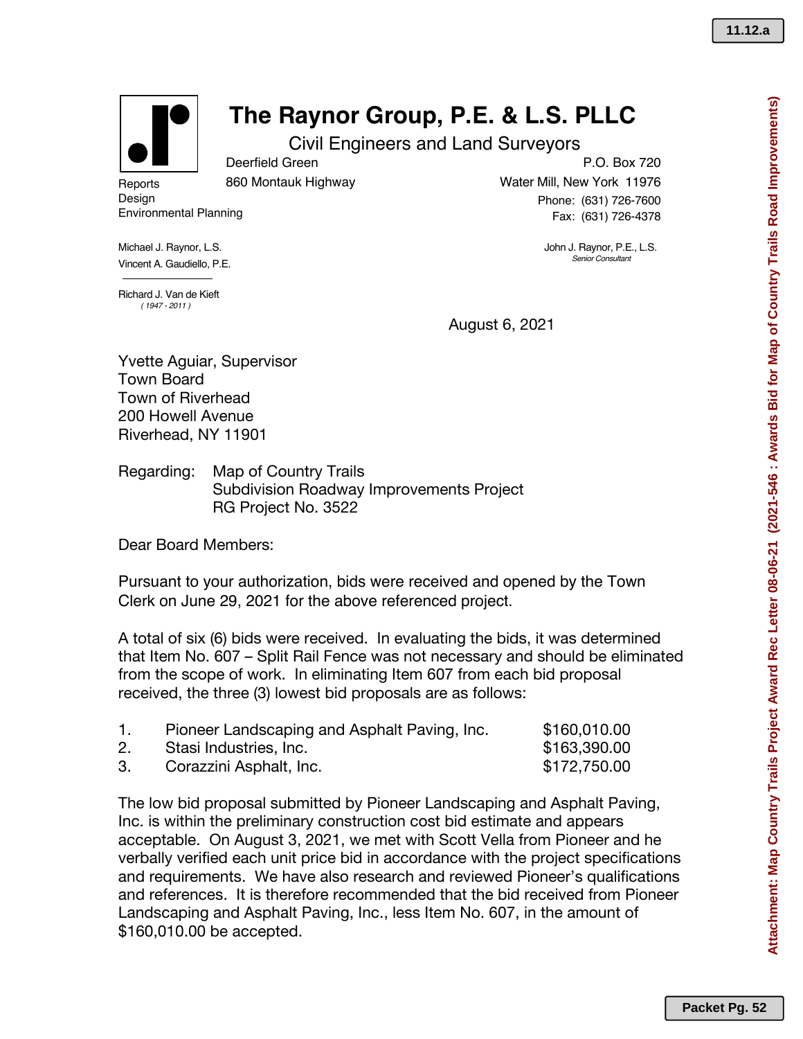# The Raynor Group, P.E. & L.S. PLLC

Civil Engineers and Land Surveyors

Deerfield Green
860 Montauk Highway

P.O. Box 720
Water Mill, New York 11976
Phone: (631) 726-7600
Fax: (631) 726-4378

Reports
Design
Environmental Planning

Michael J. Raynor, L.S.
Vincent A. Gaudiello, P.E.

Richard J. Van de Kieft
*( 1947 - 2011 )*

John J. Raynor, P.E., L.S.
*Senior Consultant*

August 6, 2021

Yvette Aguiar, Supervisor
Town Board
Town of Riverhead
200 Howell Avenue
Riverhead, NY 11901

Regarding: Map of Country Trails
Subdivision Roadway Improvements Project
RG Project No. 3522

Dear Board Members:

Pursuant to your authorization, bids were received and opened by the Town Clerk on June 29, 2021 for the above referenced project.

A total of six (6) bids were received. In evaluating the bids, it was determined that Item No. 607 – Split Rail Fence was not necessary and should be eliminated from the scope of work. In eliminating Item 607 from each bid proposal received, the three (3) lowest bid proposals are as follows:

| | | |
|---|---|---|
| 1. | Pioneer Landscaping and Asphalt Paving, Inc. | $160,010.00 |
| 2. | Stasi Industries, Inc. | $163,390.00 |
| 3. | Corazzini Asphalt, Inc. | $172,750.00 |

The low bid proposal submitted by Pioneer Landscaping and Asphalt Paving, Inc. is within the preliminary construction cost bid estimate and appears acceptable. On August 3, 2021, we met with Scott Vella from Pioneer and he verbally verified each unit price bid in accordance with the project specifications and requirements. We have also research and reviewed Pioneer's qualifications and references. It is therefore recommended that the bid received from Pioneer Landscaping and Asphalt Paving, Inc., less Item No. 607, in the amount of $160,010.00 be accepted.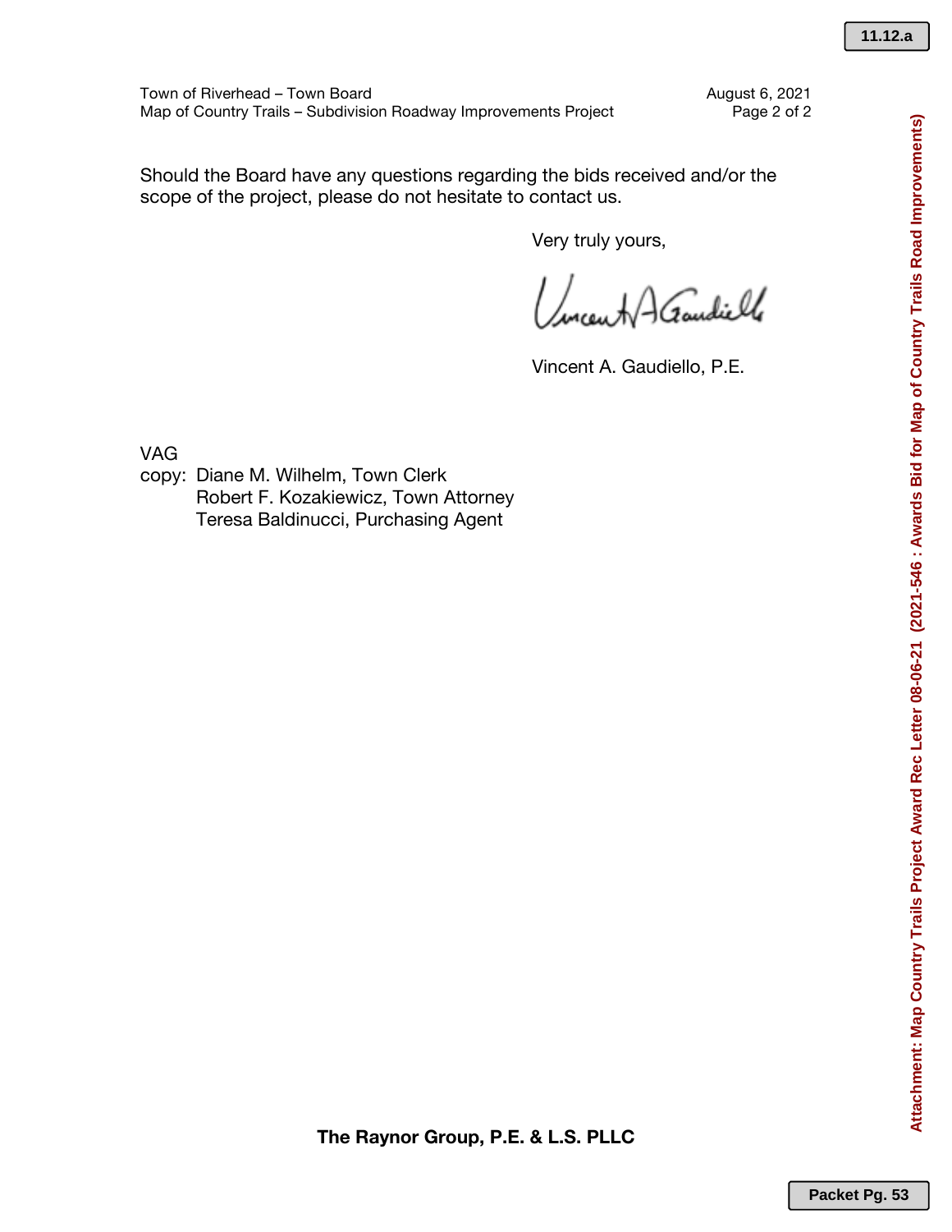Should the Board have any questions regarding the bids received and/or the scope of the project, please do not hesitate to contact us.

Very truly yours,

Vincent A. Gaudiello, P.E.

VAG

copy: Diane M. Wilhelm, Town Clerk
Robert F. Kozakiewicz, Town Attorney
Teresa Baldinucci, Purchasing Agent

**The Raynor Group, P.E. & L.S. PLLC**